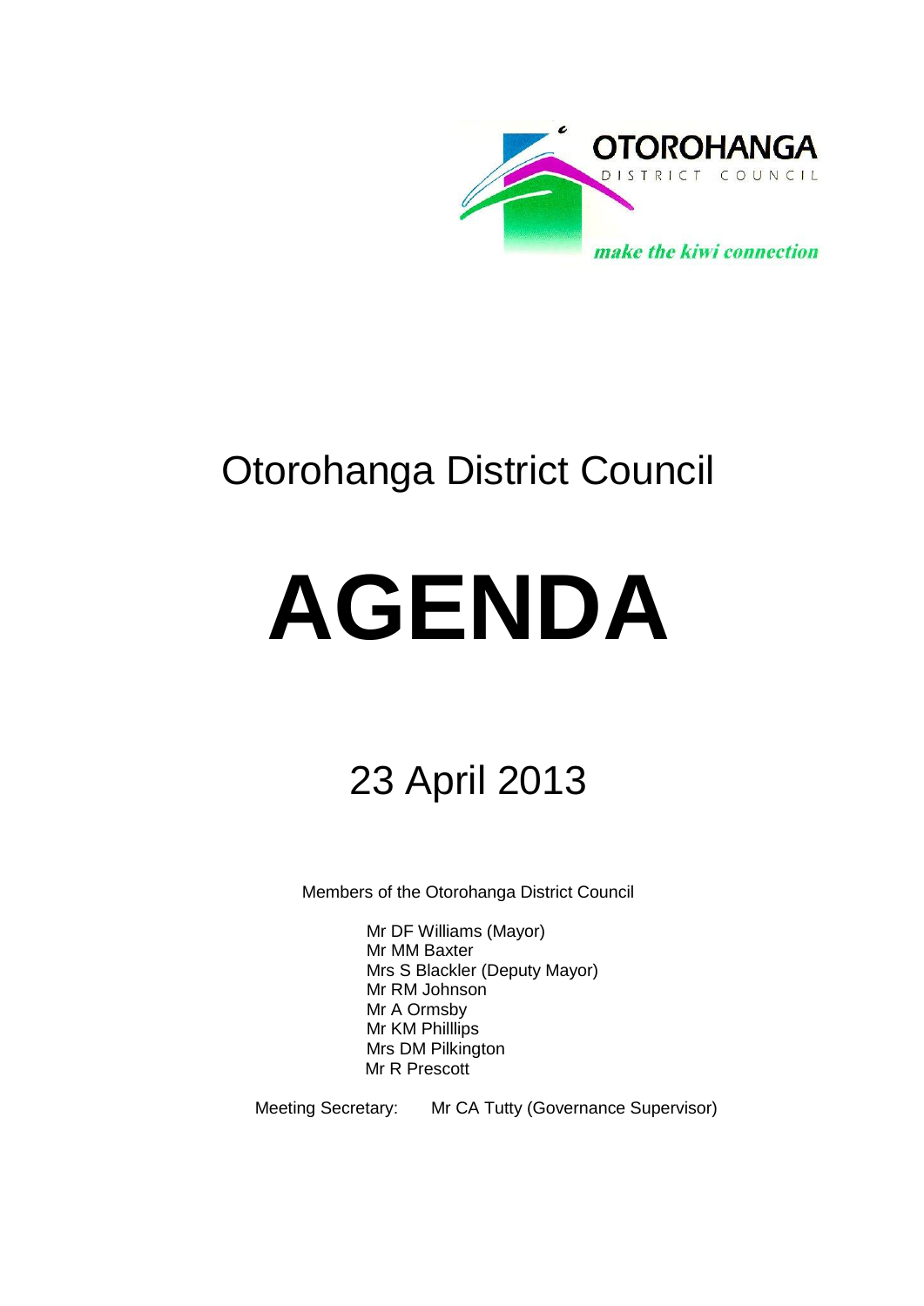OTOROHANGA
DISTRICT COUNCIL

*make the kiwi connection*

# Otorohanga District Council

# AGENDA

## 23 April 2013

Members of the Otorohanga District Council

Mr DF Williams (Mayor)
Mr MM Baxter
Mrs S Blackler (Deputy Mayor)
Mr RM Johnson
Mr A Ormsby
Mr KM Philllips
Mrs DM Pilkington
Mr R Prescott

Meeting Secretary: Mr CA Tutty (Governance Supervisor)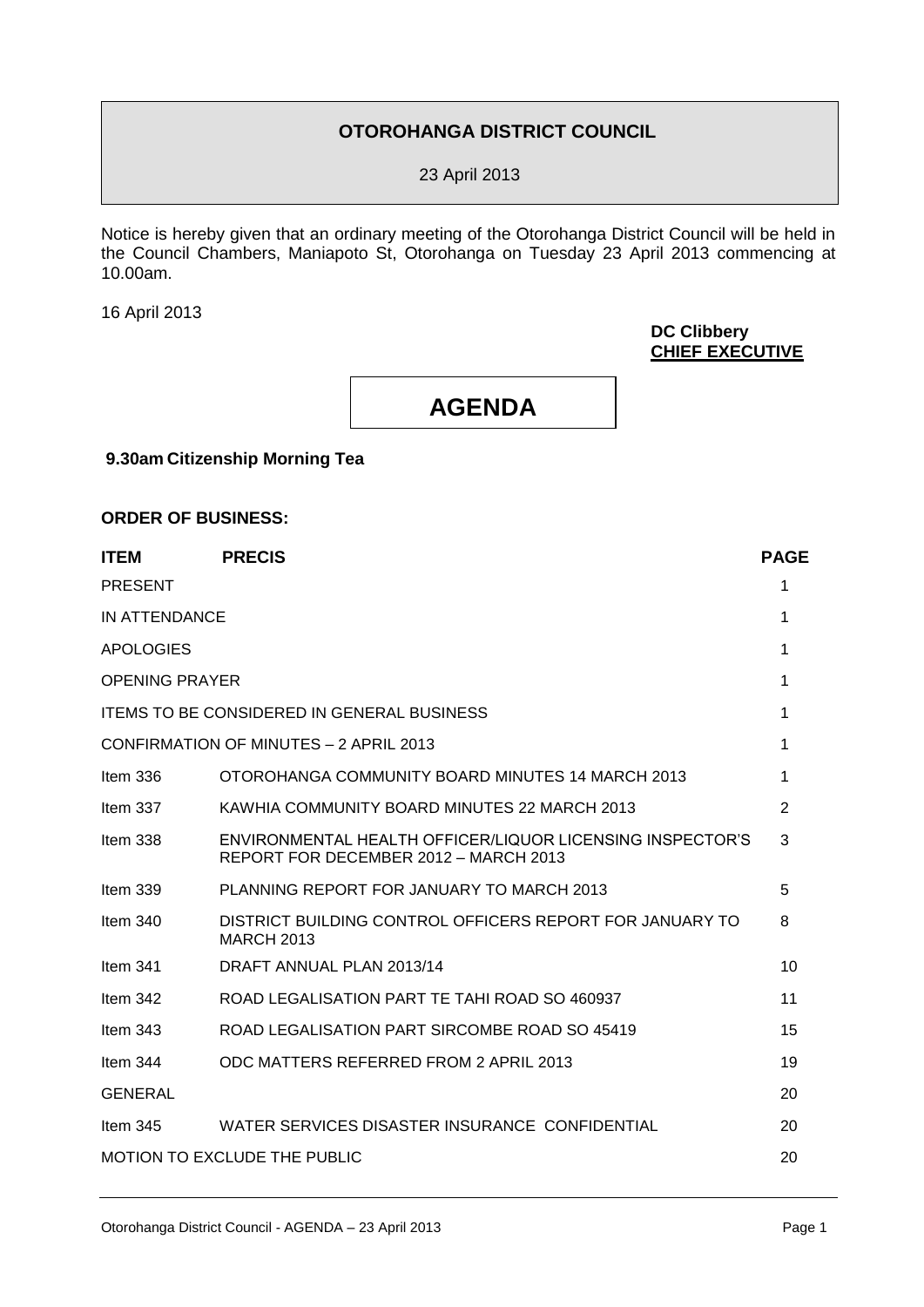# OTOROHANGA DISTRICT COUNCIL

23 April 2013

Notice is hereby given that an ordinary meeting of the Otorohanga District Council will be held in the Council Chambers, Maniapoto St, Otorohanga on Tuesday 23 April 2013 commencing at 10.00am.

16 April 2013

**DC Clibbery**
**CHIEF EXECUTIVE**

# AGENDA

**9.30am Citizenship Morning Tea**

**ORDER OF BUSINESS:**

| ITEM | PRECIS | PAGE |
|---|---|---|
| PRESENT | | 1 |
| IN ATTENDANCE | | 1 |
| APOLOGIES | | 1 |
| OPENING PRAYER | | 1 |
| ITEMS TO BE CONSIDERED IN GENERAL BUSINESS | | 1 |
| CONFIRMATION OF MINUTES – 2 APRIL 2013 | | 1 |
| Item 336 | OTOROHANGA COMMUNITY BOARD MINUTES 14 MARCH 2013 | 1 |
| Item 337 | KAWHIA COMMUNITY BOARD MINUTES 22 MARCH 2013 | 2 |
| Item 338 | ENVIRONMENTAL HEALTH OFFICER/LIQUOR LICENSING INSPECTOR'S REPORT FOR DECEMBER 2012 – MARCH 2013 | 3 |
| Item 339 | PLANNING REPORT FOR JANUARY TO MARCH 2013 | 5 |
| Item 340 | DISTRICT BUILDING CONTROL OFFICERS REPORT FOR JANUARY TO MARCH 2013 | 8 |
| Item 341 | DRAFT ANNUAL PLAN 2013/14 | 10 |
| Item 342 | ROAD LEGALISATION PART TE TAHI ROAD SO 460937 | 11 |
| Item 343 | ROAD LEGALISATION PART SIRCOMBE ROAD SO 45419 | 15 |
| Item 344 | ODC MATTERS REFERRED FROM 2 APRIL 2013 | 19 |
| GENERAL | | 20 |
| Item 345 | WATER SERVICES DISASTER INSURANCE CONFIDENTIAL | 20 |
| MOTION TO EXCLUDE THE PUBLIC | | 20 |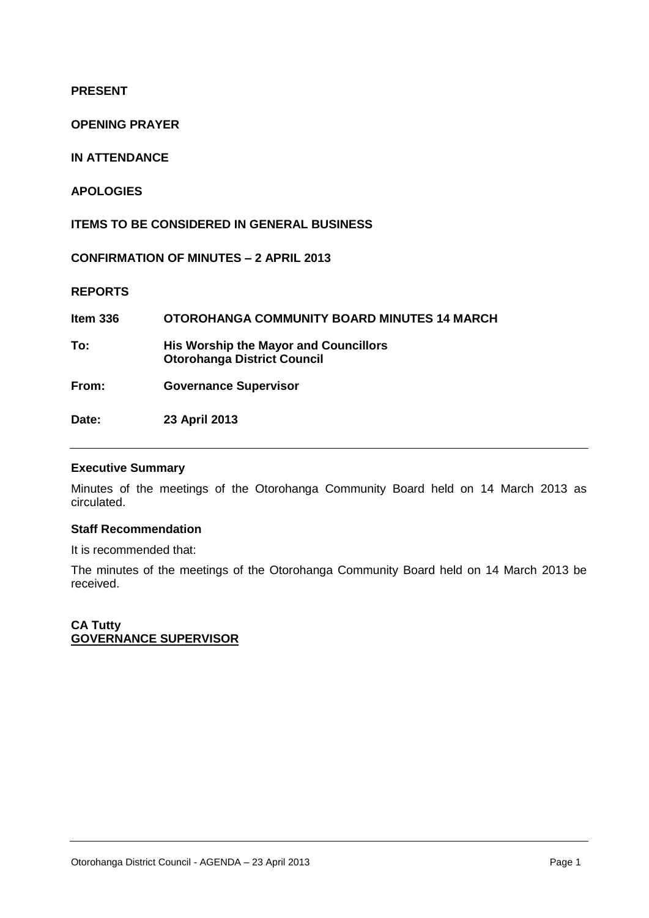**PRESENT**

**OPENING PRAYER**

**IN ATTENDANCE**

**APOLOGIES**

**ITEMS TO BE CONSIDERED IN GENERAL BUSINESS**

**CONFIRMATION OF MINUTES – 2 APRIL 2013**

**REPORTS**

| | |
|---|---|
| **Item 336** | **OTOROHANGA COMMUNITY BOARD MINUTES 14 MARCH** |
| **To:** | **His Worship the Mayor and Councillors**<br>**Otorohanga District Council** |
| **From:** | **Governance Supervisor** |
| **Date:** | **23 April 2013** |

---

### Executive Summary

Minutes of the meetings of the Otorohanga Community Board held on 14 March 2013 as circulated.

### Staff Recommendation

It is recommended that:

The minutes of the meetings of the Otorohanga Community Board held on 14 March 2013 be received.

**CA Tutty**
**GOVERNANCE SUPERVISOR**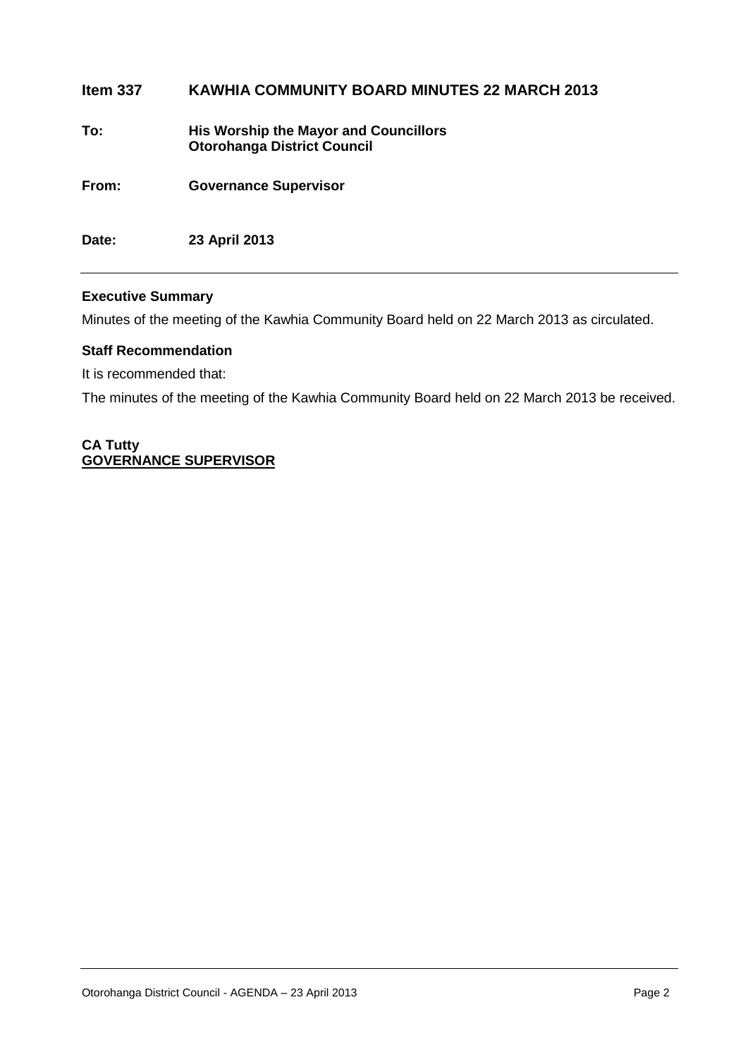## Item 337 KAWHIA COMMUNITY BOARD MINUTES 22 MARCH 2013

**To:** **His Worship the Mayor and Councillors**
**Otorohanga District Council**

**From:** **Governance Supervisor**

**Date:** **23 April 2013**

---

### Executive Summary

Minutes of the meeting of the Kawhia Community Board held on 22 March 2013 as circulated.

### Staff Recommendation

It is recommended that:

The minutes of the meeting of the Kawhia Community Board held on 22 March 2013 be received.

**CA Tutty**
**GOVERNANCE SUPERVISOR**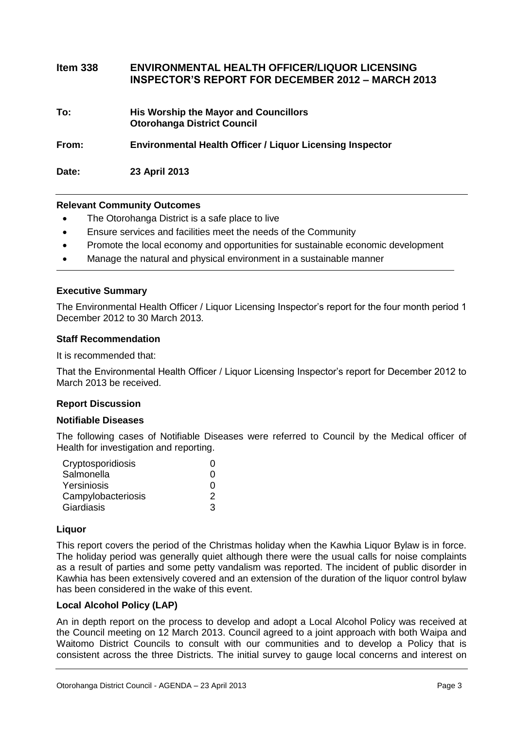## Item 338 ENVIRONMENTAL HEALTH OFFICER/LIQUOR LICENSING INSPECTOR'S REPORT FOR DECEMBER 2012 – MARCH 2013

**To:** **His Worship the Mayor and Councillors**
**Otorohanga District Council**

**From:** **Environmental Health Officer / Liquor Licensing Inspector**

**Date:** **23 April 2013**

---

**Relevant Community Outcomes**

- The Otorohanga District is a safe place to live
- Ensure services and facilities meet the needs of the Community
- Promote the local economy and opportunities for sustainable economic development
- Manage the natural and physical environment in a sustainable manner

---

**Executive Summary**

The Environmental Health Officer / Liquor Licensing Inspector's report for the four month period 1 December 2012 to 30 March 2013.

**Staff Recommendation**

It is recommended that:

That the Environmental Health Officer / Liquor Licensing Inspector's report for December 2012 to March 2013 be received.

**Report Discussion**

**Notifiable Diseases**

The following cases of Notifiable Diseases were referred to Council by the Medical officer of Health for investigation and reporting.

| | |
|---|---|
| Cryptosporidiosis | 0 |
| Salmonella | 0 |
| Yersiniosis | 0 |
| Campylobacteriosis | 2 |
| Giardiasis | 3 |

**Liquor**

This report covers the period of the Christmas holiday when the Kawhia Liquor Bylaw is in force. The holiday period was generally quiet although there were the usual calls for noise complaints as a result of parties and some petty vandalism was reported. The incident of public disorder in Kawhia has been extensively covered and an extension of the duration of the liquor control bylaw has been considered in the wake of this event.

**Local Alcohol Policy (LAP)**

An in depth report on the process to develop and adopt a Local Alcohol Policy was received at the Council meeting on 12 March 2013. Council agreed to a joint approach with both Waipa and Waitomo District Councils to consult with our communities and to develop a Policy that is consistent across the three Districts. The initial survey to gauge local concerns and interest on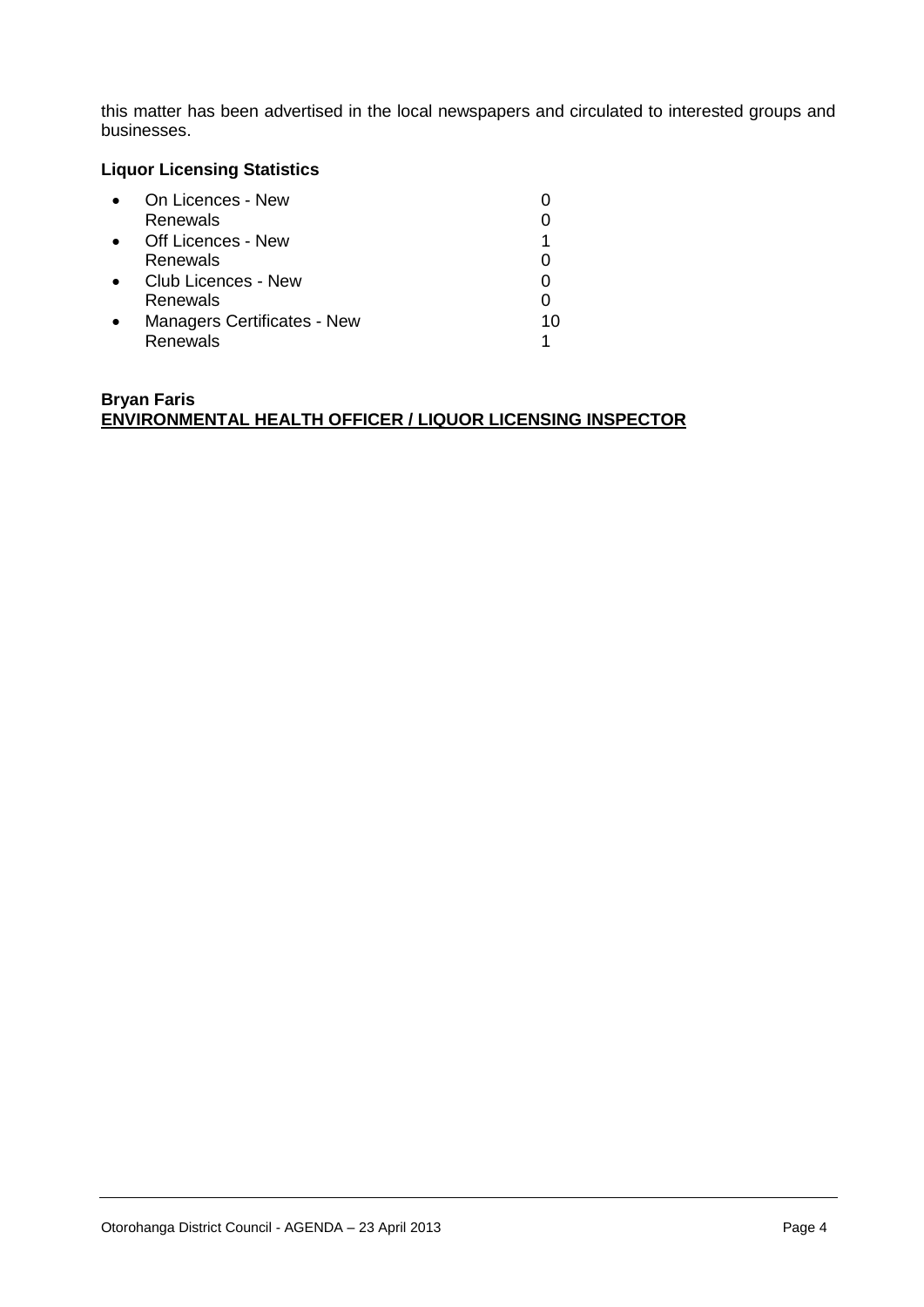this matter has been advertised in the local newspapers and circulated to interested groups and businesses.

**Liquor Licensing Statistics**

- On Licences - New 0
  Renewals 0
- Off Licences - New 1
  Renewals 0
- Club Licences - New 0
  Renewals 0
- Managers Certificates - New 10
  Renewals 1

**Bryan Faris**
**ENVIRONMENTAL HEALTH OFFICER / LIQUOR LICENSING INSPECTOR**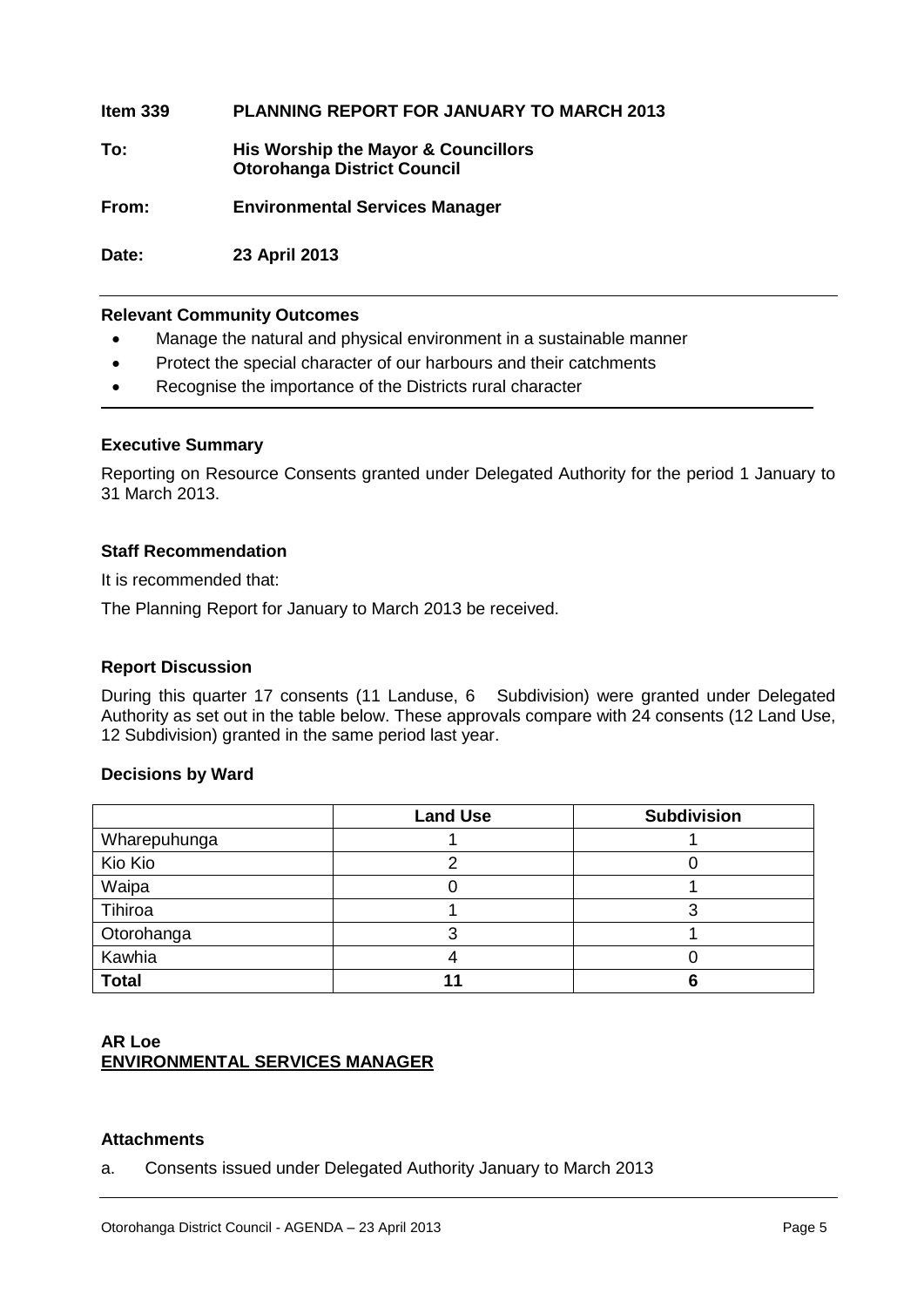**Item 339 PLANNING REPORT FOR JANUARY TO MARCH 2013**

**To: His Worship the Mayor & Councillors**
**Otorohanga District Council**

**From: Environmental Services Manager**

**Date: 23 April 2013**

---

**Relevant Community Outcomes**

- Manage the natural and physical environment in a sustainable manner
- Protect the special character of our harbours and their catchments
- Recognise the importance of the Districts rural character

---

**Executive Summary**

Reporting on Resource Consents granted under Delegated Authority for the period 1 January to 31 March 2013.

**Staff Recommendation**

It is recommended that:

The Planning Report for January to March 2013 be received.

**Report Discussion**

During this quarter 17 consents (11 Landuse, 6 Subdivision) were granted under Delegated Authority as set out in the table below. These approvals compare with 24 consents (12 Land Use, 12 Subdivision) granted in the same period last year.

**Decisions by Ward**

| | **Land Use** | **Subdivision** |
|---|---|---|
| Wharepuhunga | 1 | 1 |
| Kio Kio | 2 | 0 |
| Waipa | 0 | 1 |
| Tihiroa | 1 | 3 |
| Otorohanga | 3 | 1 |
| Kawhia | 4 | 0 |
| **Total** | **11** | **6** |

**AR Loe**
**ENVIRONMENTAL SERVICES MANAGER**

**Attachments**

a. Consents issued under Delegated Authority January to March 2013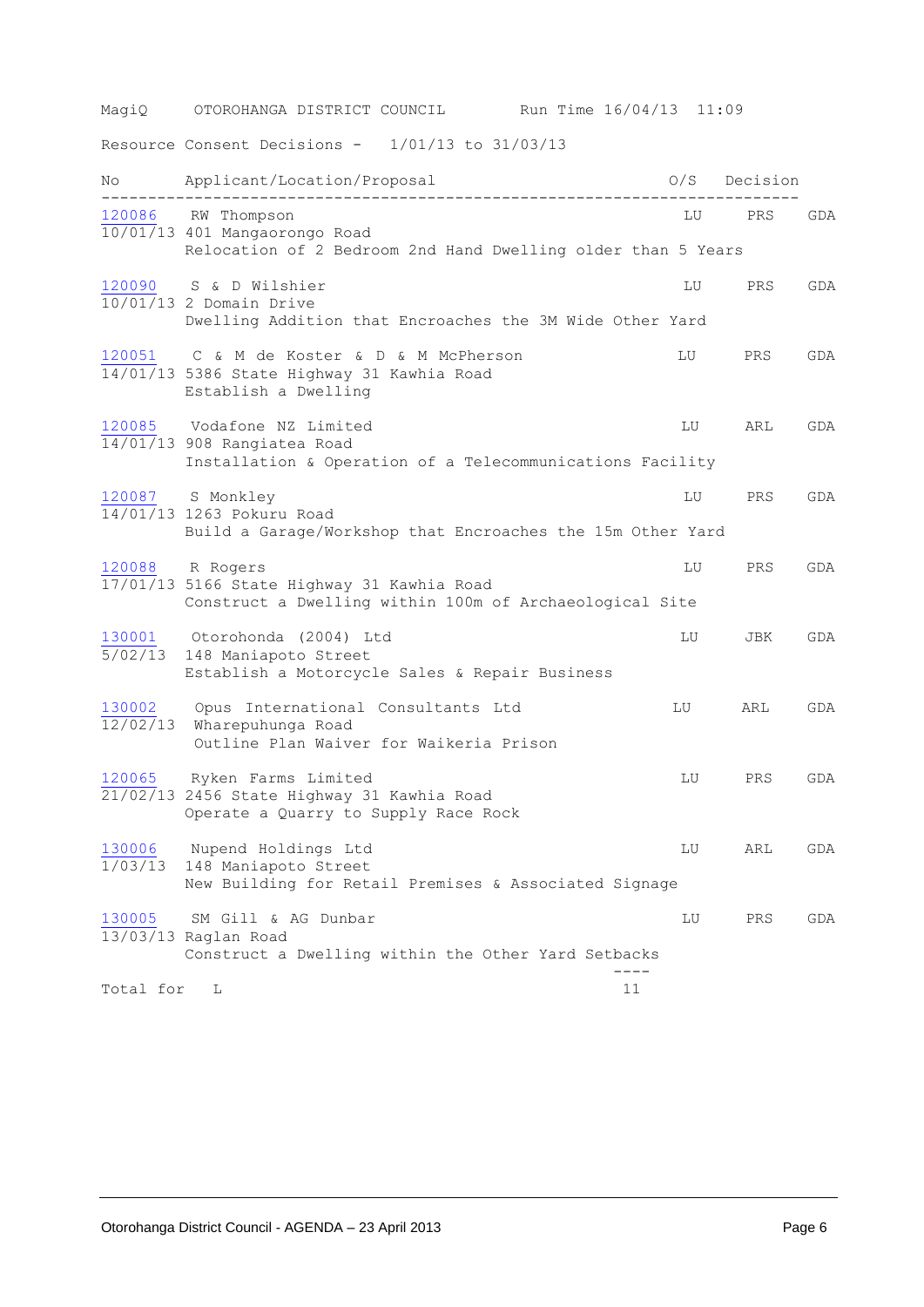MagiQ OTOROHANGA DISTRICT COUNCIL Run Time 16/04/13 11:09

Resource Consent Decisions - 1/01/13 to 31/03/13

| No | Applicant/Location/Proposal | O/S | Decision | |
|---|---|---|---|---|
| 120086<br>10/01/13 | RW Thompson<br>401 Mangaorongo Road<br>Relocation of 2 Bedroom 2nd Hand Dwelling older than 5 Years | LU | PRS | GDA |
| 120090<br>10/01/13 | S & D Wilshier<br>2 Domain Drive<br>Dwelling Addition that Encroaches the 3M Wide Other Yard | LU | PRS | GDA |
| 120051<br>14/01/13 | C & M de Koster & D & M McPherson<br>5386 State Highway 31 Kawhia Road<br>Establish a Dwelling | LU | PRS | GDA |
| 120085<br>14/01/13 | Vodafone NZ Limited<br>908 Rangiatea Road<br>Installation & Operation of a Telecommunications Facility | LU | ARL | GDA |
| 120087<br>14/01/13 | S Monkley<br>1263 Pokuru Road<br>Build a Garage/Workshop that Encroaches the 15m Other Yard | LU | PRS | GDA |
| 120088<br>17/01/13 | R Rogers<br>5166 State Highway 31 Kawhia Road<br>Construct a Dwelling within 100m of Archaeological Site | LU | PRS | GDA |
| 130001<br>5/02/13 | Otorohonda (2004) Ltd<br>148 Maniapoto Street<br>Establish a Motorcycle Sales & Repair Business | LU | JBK | GDA |
| 130002<br>12/02/13 | Opus International Consultants Ltd<br>Wharepuhunga Road<br>Outline Plan Waiver for Waikeria Prison | LU | ARL | GDA |
| 120065<br>21/02/13 | Ryken Farms Limited<br>2456 State Highway 31 Kawhia Road<br>Operate a Quarry to Supply Race Rock | LU | PRS | GDA |
| 130006<br>1/03/13 | Nupend Holdings Ltd<br>148 Maniapoto Street<br>New Building for Retail Premises & Associated Signage | LU | ARL | GDA |
| 130005<br>13/03/13 | SM Gill & AG Dunbar<br>Raglan Road<br>Construct a Dwelling within the Other Yard Setbacks | LU | PRS | GDA |

Total for L 11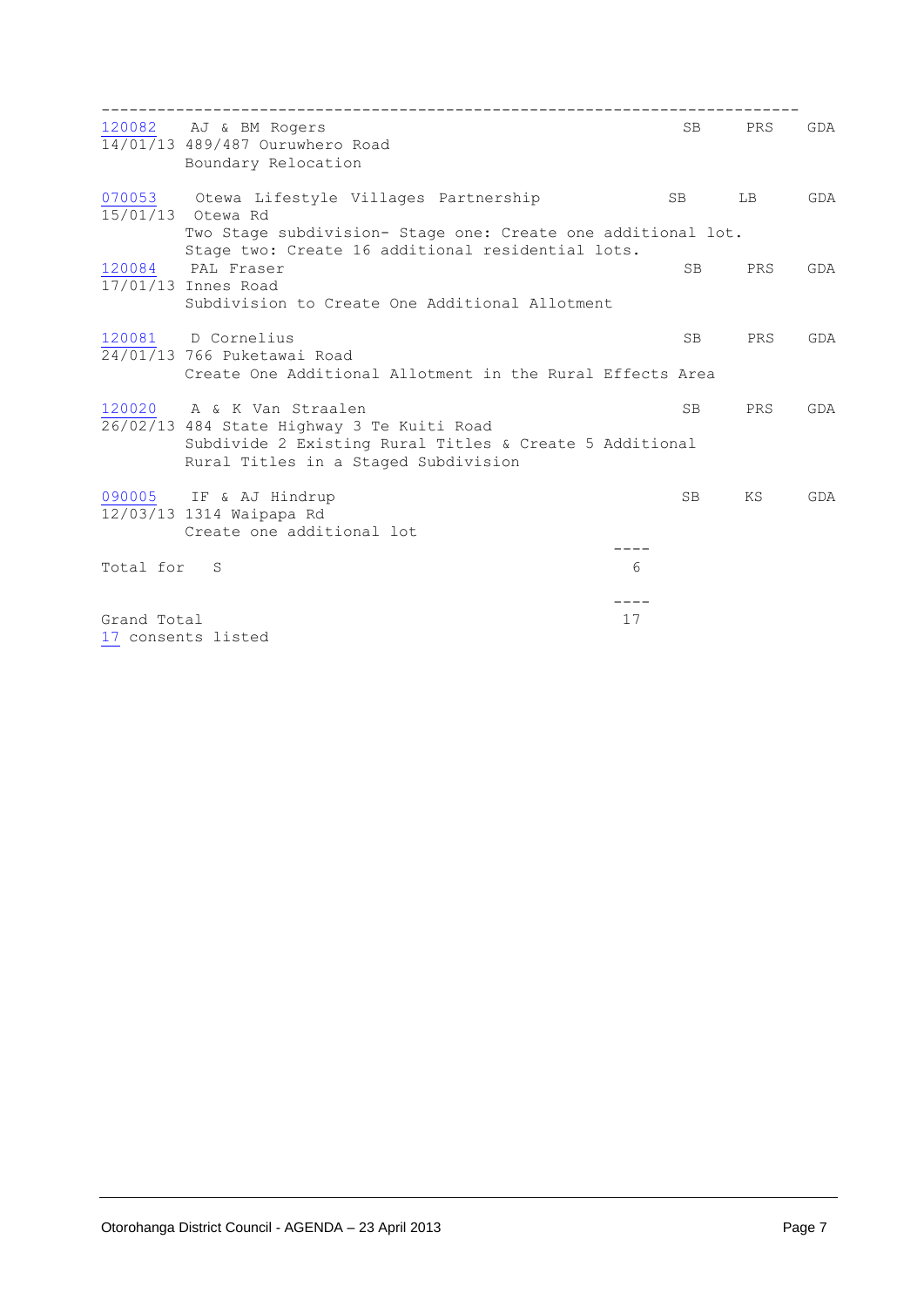```
--------------------------------------------------------------------------
120082   AJ & BM Rogers                                   SB     PRS    GDA
14/01/13 489/487 Ouruwhero Road
         Boundary Relocation

070053   Otewa Lifestyle Villages Partnership            SB     LB     GDA
15/01/13  Otewa Rd
         Two Stage subdivision- Stage one: Create one additional lot.
         Stage two: Create 16 additional residential lots.
120084   PAL Fraser                                       SB     PRS    GDA
17/01/13 Innes Road
         Subdivision to Create One Additional Allotment

120081   D Cornelius                                      SB     PRS    GDA
24/01/13 766 Puketawai Road
         Create One Additional Allotment in the Rural Effects Area

120020   A & K Van Straalen                               SB     PRS    GDA
26/02/13 484 State Highway 3 Te Kuiti Road
         Subdivide 2 Existing Rural Titles & Create 5 Additional
         Rural Titles in a Staged Subdivision

090005   IF & AJ Hindrup                                  SB     KS     GDA
12/03/13 1314 Waipapa Rd
         Create one additional lot
                                                     ----
Total for   S                                          6

                                                     ----
Grand Total                                           17
17 consents listed
```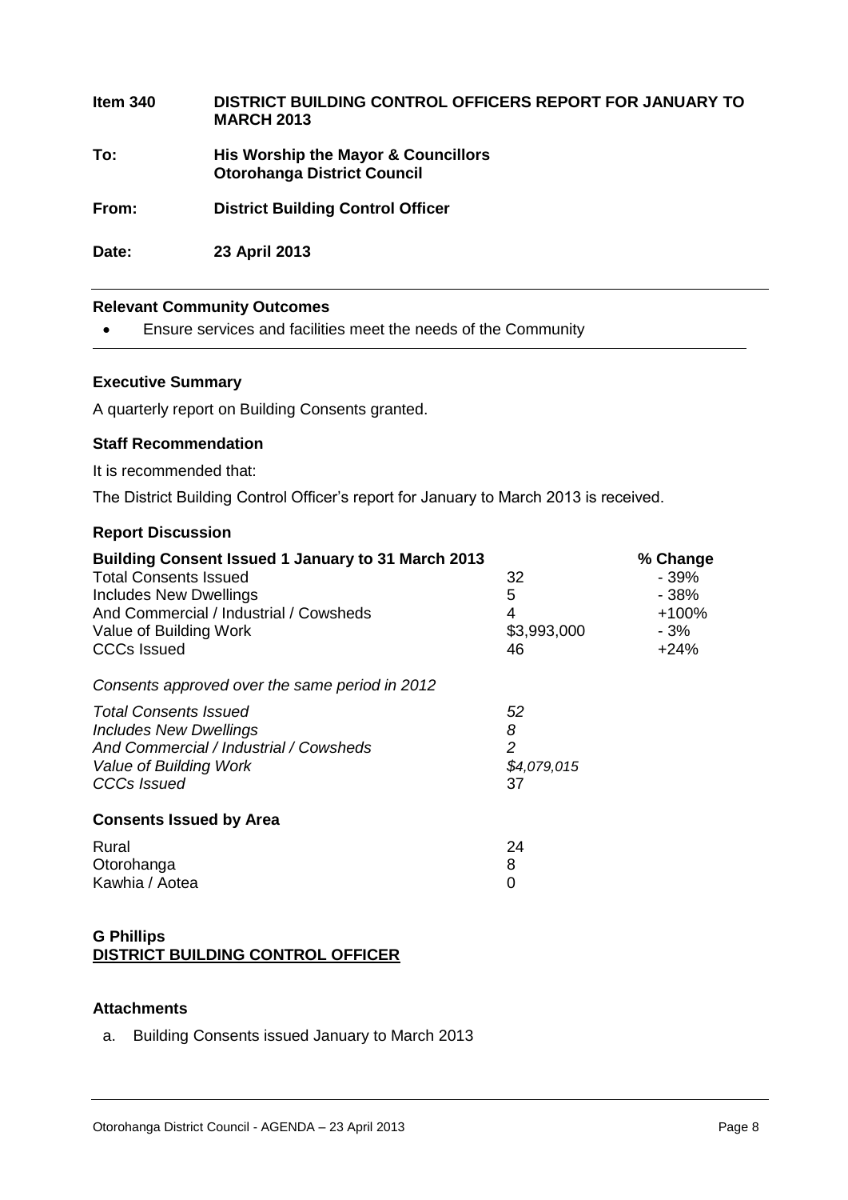**Item 340** **DISTRICT BUILDING CONTROL OFFICERS REPORT FOR JANUARY TO MARCH 2013**

**To:** **His Worship the Mayor & Councillors**
**Otorohanga District Council**

**From:** **District Building Control Officer**

**Date:** **23 April 2013**

---

### Relevant Community Outcomes

- Ensure services and facilities meet the needs of the Community

---

### Executive Summary

A quarterly report on Building Consents granted.

### Staff Recommendation

It is recommended that:

The District Building Control Officer's report for January to March 2013 is received.

### Report Discussion

| **Building Consent Issued 1 January to 31 March 2013** | | **% Change** |
|---|---|---|
| Total Consents Issued | 32 | - 39% |
| Includes New Dwellings | 5 | - 38% |
| And Commercial / Industrial / Cowsheds | 4 | +100% |
| Value of Building Work | $3,993,000 | - 3% |
| CCCs Issued | 46 | +24% |

*Consents approved over the same period in 2012*

| | |
|---|---|
| *Total Consents Issued* | *52* |
| *Includes New Dwellings* | *8* |
| *And Commercial / Industrial / Cowsheds* | *2* |
| *Value of Building Work* | *$4,079,015* |
| *CCCs Issued* | 37 |

**Consents Issued by Area**

| | |
|---|---|
| Rural | 24 |
| Otorohanga | 8 |
| Kawhia / Aotea | 0 |

**G Phillips**
**DISTRICT BUILDING CONTROL OFFICER**

### Attachments

a. Building Consents issued January to March 2013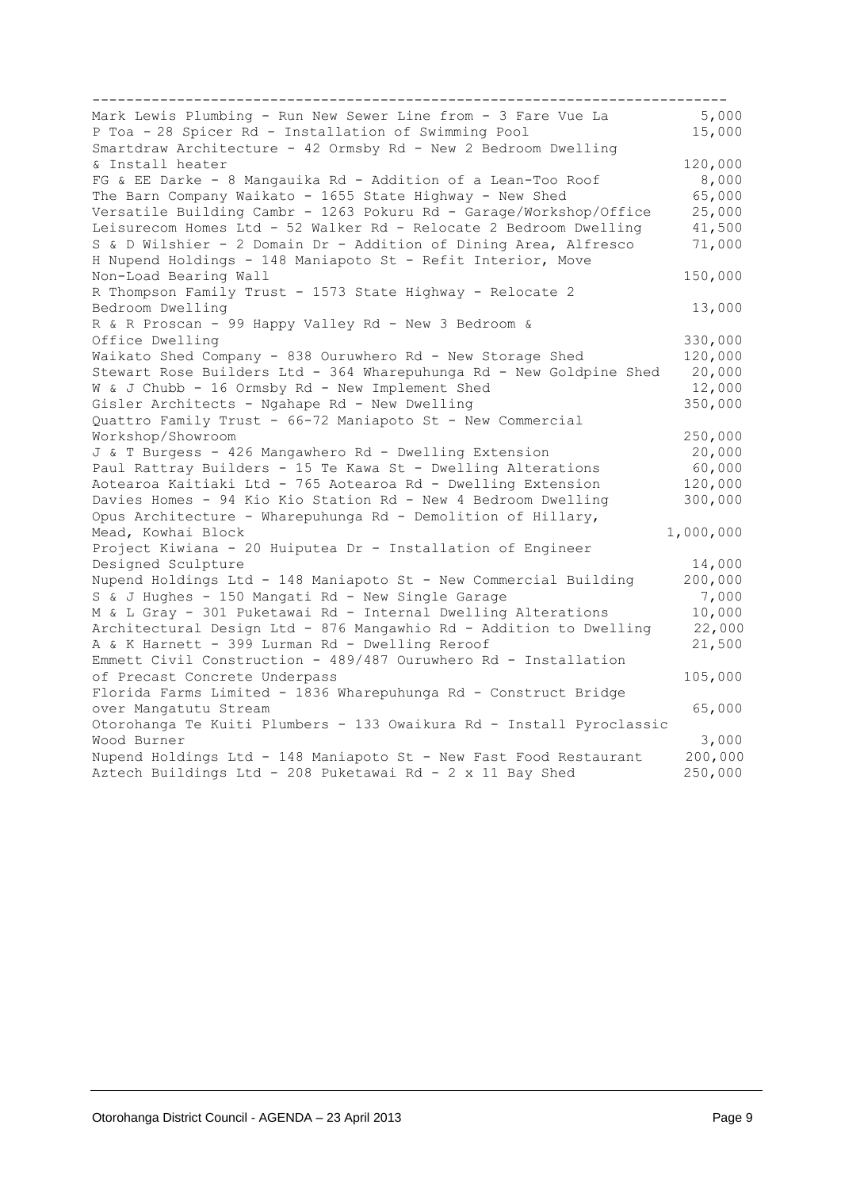| Description | Value |
|---|---|
| Mark Lewis Plumbing - Run New Sewer Line from - 3 Fare Vue La | 5,000 |
| P Toa - 28 Spicer Rd - Installation of Swimming Pool | 15,000 |
| Smartdraw Architecture - 42 Ormsby Rd - New 2 Bedroom Dwelling & Install heater | 120,000 |
| FG & EE Darke - 8 Mangauika Rd - Addition of a Lean-Too Roof | 8,000 |
| The Barn Company Waikato - 1655 State Highway - New Shed | 65,000 |
| Versatile Building Cambr - 1263 Pokuru Rd - Garage/Workshop/Office | 25,000 |
| Leisurecom Homes Ltd - 52 Walker Rd - Relocate 2 Bedroom Dwelling | 41,500 |
| S & D Wilshier - 2 Domain Dr - Addition of Dining Area, Alfresco | 71,000 |
| H Nupend Holdings - 148 Maniapoto St - Refit Interior, Move Non-Load Bearing Wall | 150,000 |
| R Thompson Family Trust - 1573 State Highway - Relocate 2 Bedroom Dwelling | 13,000 |
| R & R Proscan - 99 Happy Valley Rd - New 3 Bedroom & Office Dwelling | 330,000 |
| Waikato Shed Company - 838 Ouruwhero Rd - New Storage Shed | 120,000 |
| Stewart Rose Builders Ltd - 364 Wharepuhunga Rd - New Goldpine Shed | 20,000 |
| W & J Chubb - 16 Ormsby Rd - New Implement Shed | 12,000 |
| Gisler Architects - Ngahape Rd - New Dwelling | 350,000 |
| Quattro Family Trust - 66-72 Maniapoto St - New Commercial Workshop/Showroom | 250,000 |
| J & T Burgess - 426 Mangawhero Rd - Dwelling Extension | 20,000 |
| Paul Rattray Builders - 15 Te Kawa St - Dwelling Alterations | 60,000 |
| Aotearoa Kaitiaki Ltd - 765 Aotearoa Rd - Dwelling Extension | 120,000 |
| Davies Homes - 94 Kio Kio Station Rd - New 4 Bedroom Dwelling | 300,000 |
| Opus Architecture - Wharepuhunga Rd - Demolition of Hillary, Mead, Kowhai Block | 1,000,000 |
| Project Kiwiana - 20 Huiputea Dr - Installation of Engineer Designed Sculpture | 14,000 |
| Nupend Holdings Ltd - 148 Maniapoto St - New Commercial Building | 200,000 |
| S & J Hughes - 150 Mangati Rd - New Single Garage | 7,000 |
| M & L Gray - 301 Puketawai Rd - Internal Dwelling Alterations | 10,000 |
| Architectural Design Ltd - 876 Mangawhio Rd - Addition to Dwelling | 22,000 |
| A & K Harnett - 399 Lurman Rd - Dwelling Reroof | 21,500 |
| Emmett Civil Construction - 489/487 Ouruwhero Rd - Installation of Precast Concrete Underpass | 105,000 |
| Florida Farms Limited - 1836 Wharepuhunga Rd - Construct Bridge over Mangatutu Stream | 65,000 |
| Otorohanga Te Kuiti Plumbers - 133 Owaikura Rd - Install Pyroclassic Wood Burner | 3,000 |
| Nupend Holdings Ltd - 148 Maniapoto St - New Fast Food Restaurant | 200,000 |
| Aztech Buildings Ltd - 208 Puketawai Rd - 2 x 11 Bay Shed | 250,000 |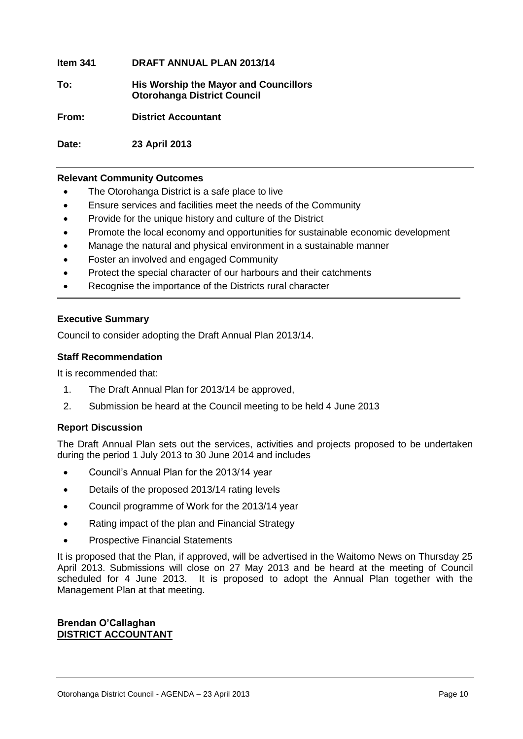**Item 341 DRAFT ANNUAL PLAN 2013/14**

**To:** **His Worship the Mayor and Councillors Otorohanga District Council**

**From:** **District Accountant**

**Date:** **23 April 2013**

---

### Relevant Community Outcomes

- The Otorohanga District is a safe place to live
- Ensure services and facilities meet the needs of the Community
- Provide for the unique history and culture of the District
- Promote the local economy and opportunities for sustainable economic development
- Manage the natural and physical environment in a sustainable manner
- Foster an involved and engaged Community
- Protect the special character of our harbours and their catchments
- Recognise the importance of the Districts rural character

---

### Executive Summary

Council to consider adopting the Draft Annual Plan 2013/14.

### Staff Recommendation

It is recommended that:

1. The Draft Annual Plan for 2013/14 be approved,
2. Submission be heard at the Council meeting to be held 4 June 2013

### Report Discussion

The Draft Annual Plan sets out the services, activities and projects proposed to be undertaken during the period 1 July 2013 to 30 June 2014 and includes

- Council's Annual Plan for the 2013/14 year
- Details of the proposed 2013/14 rating levels
- Council programme of Work for the 2013/14 year
- Rating impact of the plan and Financial Strategy
- Prospective Financial Statements

It is proposed that the Plan, if approved, will be advertised in the Waitomo News on Thursday 25 April 2013. Submissions will close on 27 May 2013 and be heard at the meeting of Council scheduled for 4 June 2013. It is proposed to adopt the Annual Plan together with the Management Plan at that meeting.

**Brendan O'Callaghan**
**DISTRICT ACCOUNTANT**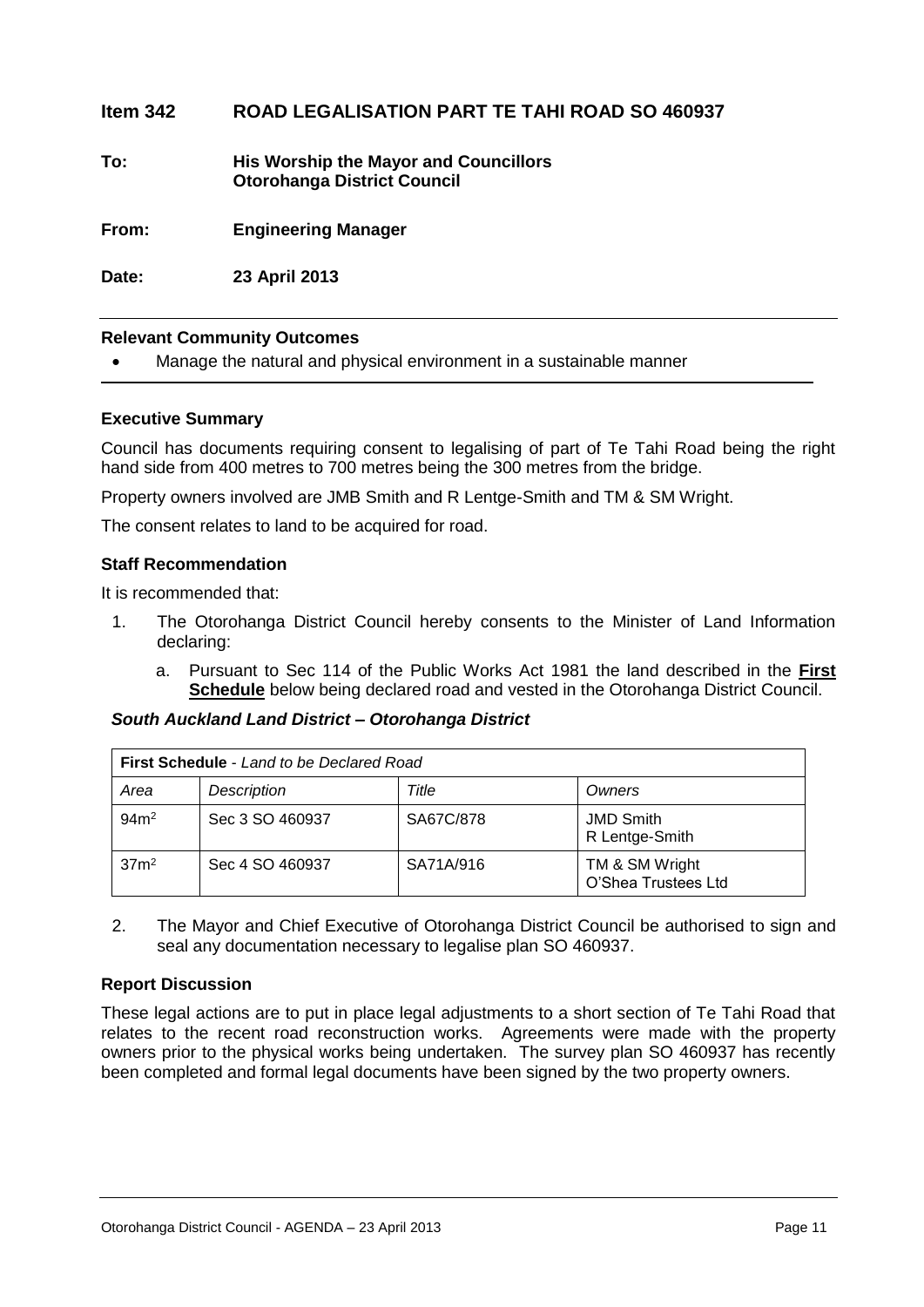## Item 342 ROAD LEGALISATION PART TE TAHI ROAD SO 460937

**To:** **His Worship the Mayor and Councillors**
**Otorohanga District Council**

**From:** **Engineering Manager**

**Date:** **23 April 2013**

---

### Relevant Community Outcomes

- Manage the natural and physical environment in a sustainable manner

---

### Executive Summary

Council has documents requiring consent to legalising of part of Te Tahi Road being the right hand side from 400 metres to 700 metres being the 300 metres from the bridge.

Property owners involved are JMB Smith and R Lentge-Smith and TM & SM Wright.

The consent relates to land to be acquired for road.

### Staff Recommendation

It is recommended that:

1. The Otorohanga District Council hereby consents to the Minister of Land Information declaring:

   a. Pursuant to Sec 114 of the Public Works Act 1981 the land described in the **First Schedule** below being declared road and vested in the Otorohanga District Council.

***South Auckland Land District – Otorohanga District***

| **First Schedule** - *Land to be Declared Road* | | | |
|---|---|---|---|
| *Area* | *Description* | *Title* | *Owners* |
| $94m^2$ | Sec 3 SO 460937 | SA67C/878 | JMD Smith<br>R Lentge-Smith |
| $37m^2$ | Sec 4 SO 460937 | SA71A/916 | TM & SM Wright<br>O'Shea Trustees Ltd |

2. The Mayor and Chief Executive of Otorohanga District Council be authorised to sign and seal any documentation necessary to legalise plan SO 460937.

### Report Discussion

These legal actions are to put in place legal adjustments to a short section of Te Tahi Road that relates to the recent road reconstruction works. Agreements were made with the property owners prior to the physical works being undertaken. The survey plan SO 460937 has recently been completed and formal legal documents have been signed by the two property owners.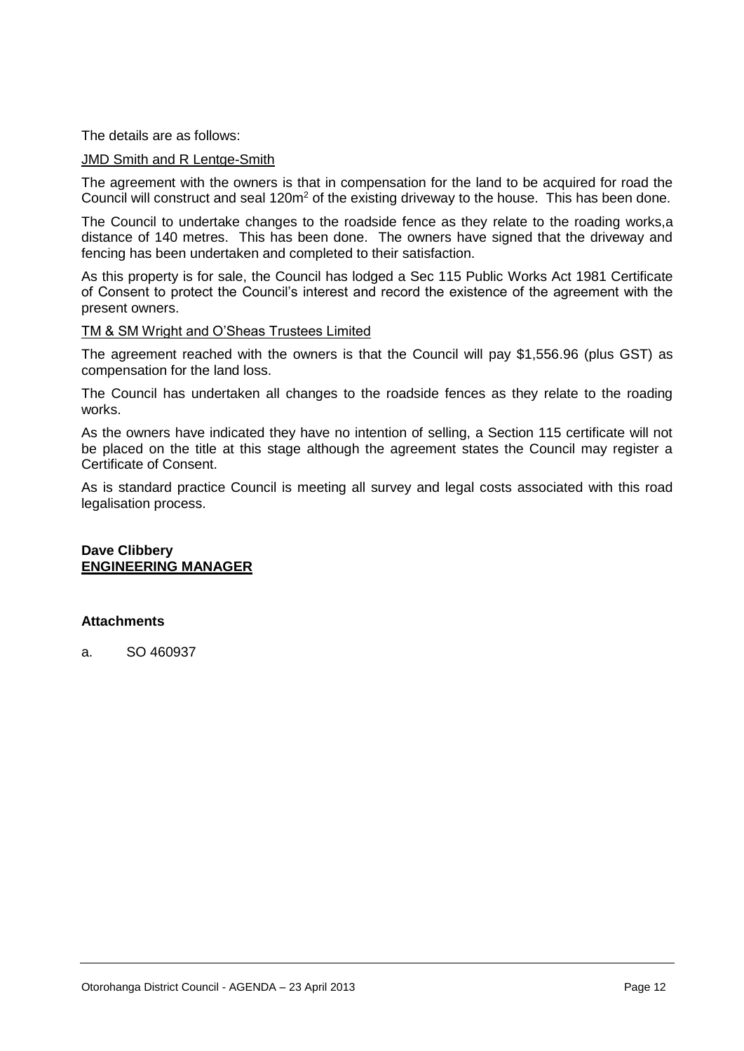The details are as follows:

JMD Smith and R Lentge-Smith

The agreement with the owners is that in compensation for the land to be acquired for road the Council will construct and seal 120m$^2$ of the existing driveway to the house. This has been done.

The Council to undertake changes to the roadside fence as they relate to the roading works,a distance of 140 metres. This has been done. The owners have signed that the driveway and fencing has been undertaken and completed to their satisfaction.

As this property is for sale, the Council has lodged a Sec 115 Public Works Act 1981 Certificate of Consent to protect the Council's interest and record the existence of the agreement with the present owners.

TM & SM Wright and O'Sheas Trustees Limited

The agreement reached with the owners is that the Council will pay $1,556.96 (plus GST) as compensation for the land loss.

The Council has undertaken all changes to the roadside fences as they relate to the roading works.

As the owners have indicated they have no intention of selling, a Section 115 certificate will not be placed on the title at this stage although the agreement states the Council may register a Certificate of Consent.

As is standard practice Council is meeting all survey and legal costs associated with this road legalisation process.

**Dave Clibbery**
**ENGINEERING MANAGER**

**Attachments**

a. SO 460937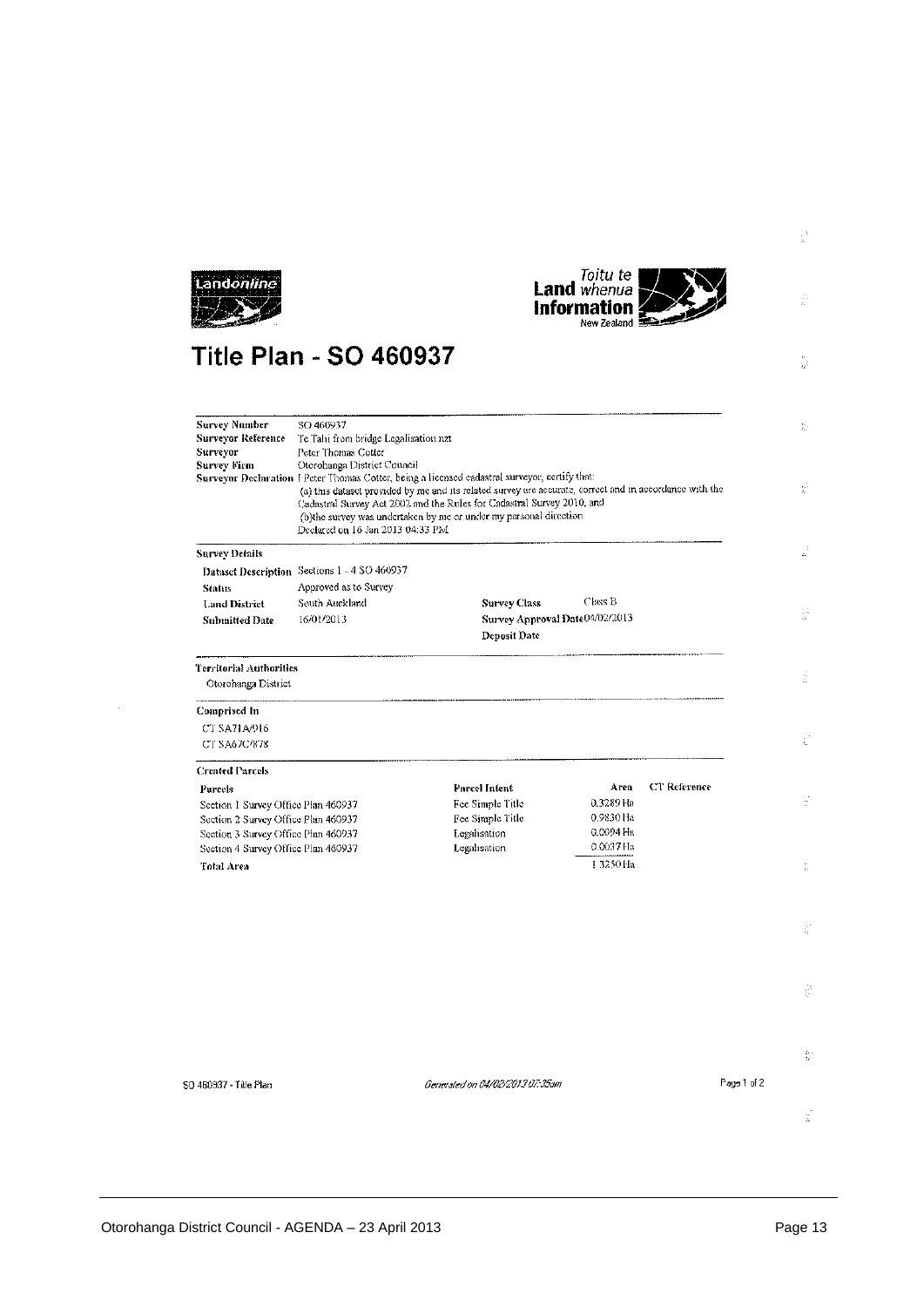Landonline

Toitu te Land whenua Information New Zealand

# Title Plan - SO 460937

| | |
|---|---|
| **Survey Number** | SO 460937 |
| **Surveyor Reference** | Te Tahi from bridge Legalisation.nzt |
| **Surveyor** | Peter Thomas Cotter |
| **Survey Firm** | Otorohanga District Council |
| **Surveyor Declaration** | I Peter Thomas Cotter, being a licensed cadastral surveyor, certify that: (a) this dataset provided by me and its related survey are accurate, correct and in accordance with the Cadastral Survey Act 2002 and the Rules for Cadastral Survey 2010, and (b)the survey was undertaken by me or under my personal direction. Declared on 16 Jan 2013 04:33 PM |

**Survey Details**

| | | | |
|---|---|---|---|
| **Dataset Description** | Sections 1 - 4 SO 460937 | | |
| **Status** | Approved as to Survey | | |
| **Land District** | South Auckland | **Survey Class** | Class B |
| **Submitted Date** | 16/01/2013 | **Survey Approval Date** | 04/02/2013 |
| | | **Deposit Date** | |

**Territorial Authorities**

Otorohanga District

**Comprised In**

CT SA71A/916

CT SA67C/878

**Created Parcels**

| Parcels | Parcel Intent | Area | CT Reference |
|---|---|---|---|
| Section 1 Survey Office Plan 460937 | Fee Simple Title | 0.3289 Ha | |
| Section 2 Survey Office Plan 460937 | Fee Simple Title | 0.9830 Ha | |
| Section 3 Survey Office Plan 460937 | Legalisation | 0.0094 Ha | |
| Section 4 Survey Office Plan 460937 | Legalisation | 0.0037 Ha | |
| **Total Area** | | 1.3250 Ha | |

SO 460937 - Title Plan

*Generated on 04/02/2013 07:35am*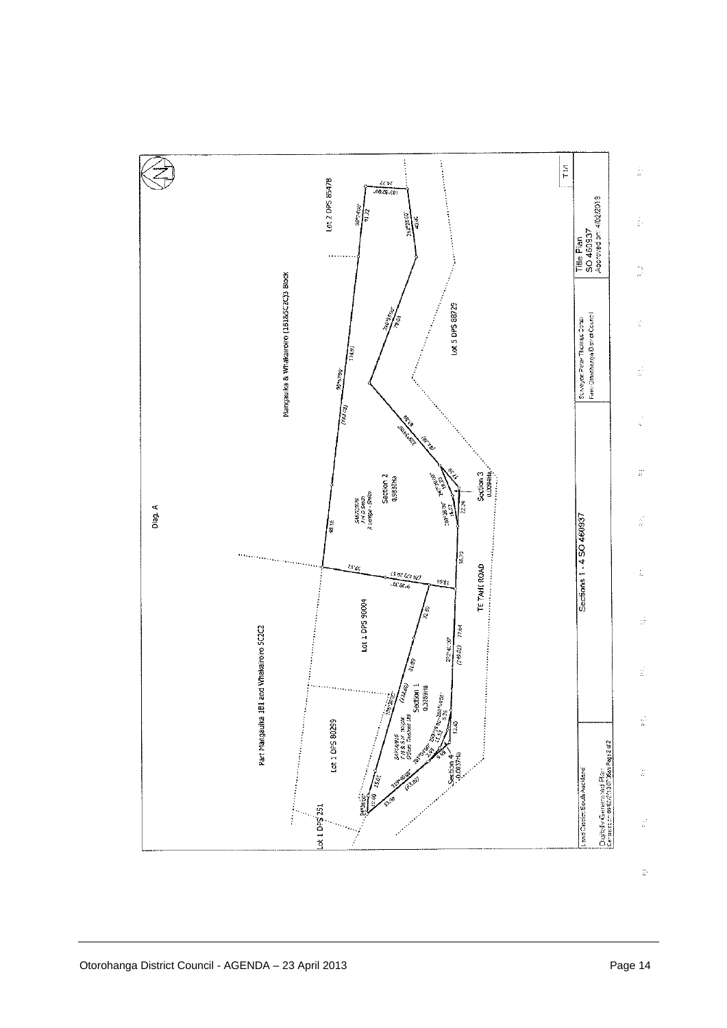Diag. A

Mangauika & Whakairoro (1B1B5C2C)3 Block

Lot 2 DPS 85478

Part Mangauika 1B1 and Whakairoro 5C2C2

Lot 1 DPS 80299

Lot 1 DPS 90004

Lot 1 DPS 251

Lot 5 DPS 88729

Section 1
0.3289Ha

Section 2
0.5830Ha

Section 3
0.0094Ha

Section 4
0.0037Ha

TE TAHI ROAD

Sections 1 - 4 SO 460937

| Land District: South Auckland | Surveyor: Peter Thomas Coral<br>Firm: Otorohanga District Council | Title Plan<br>SO 460937<br>Approved on: 4/02/2013 |
|---|---|---|
| Digitally Generated Plan | | |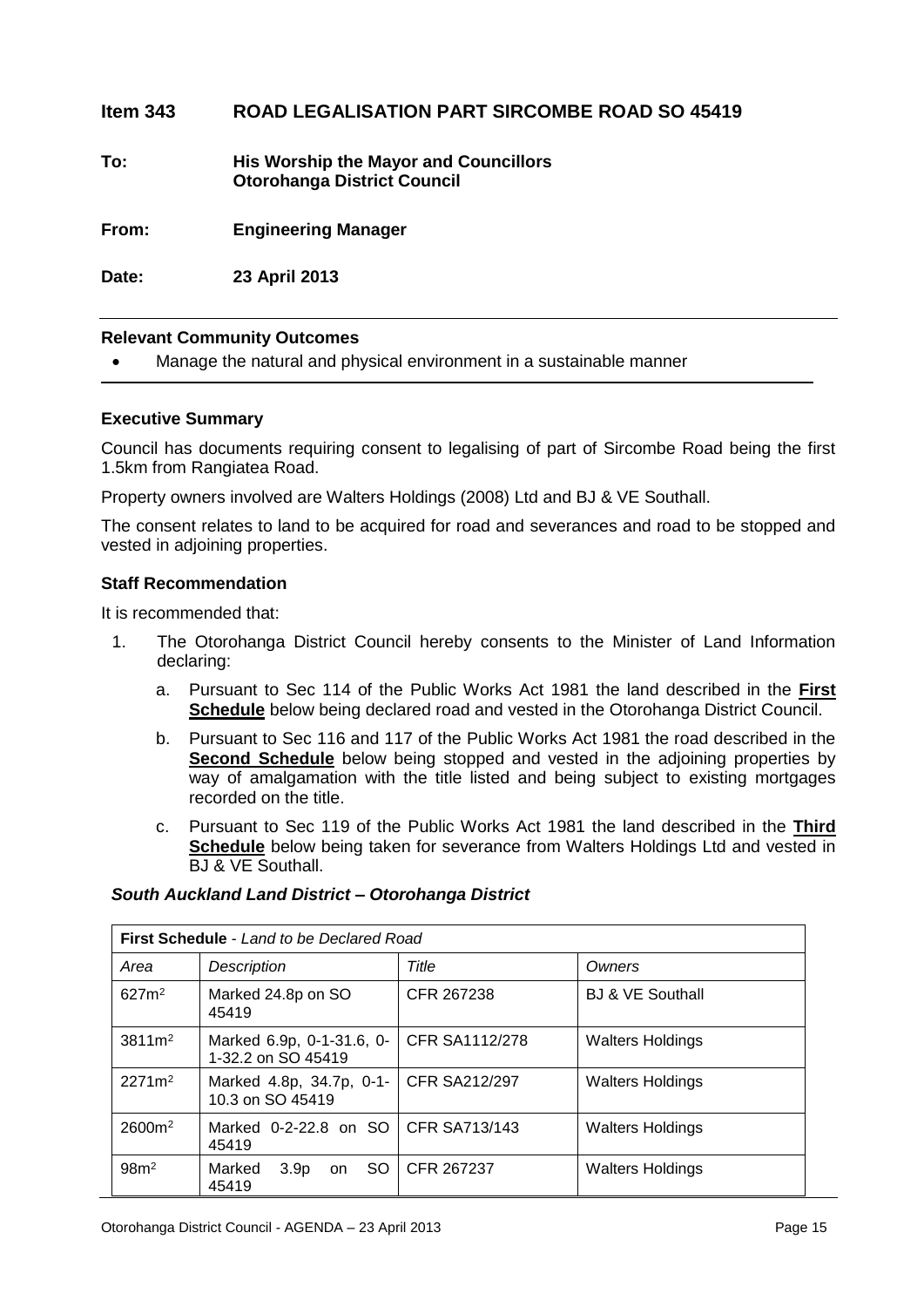## Item 343 ROAD LEGALISATION PART SIRCOMBE ROAD SO 45419

**To:** His Worship the Mayor and Councillors
Otorohanga District Council

**From:** Engineering Manager

**Date:** 23 April 2013

---

**Relevant Community Outcomes**

- Manage the natural and physical environment in a sustainable manner

---

**Executive Summary**

Council has documents requiring consent to legalising of part of Sircombe Road being the first 1.5km from Rangiatea Road.

Property owners involved are Walters Holdings (2008) Ltd and BJ & VE Southall.

The consent relates to land to be acquired for road and severances and road to be stopped and vested in adjoining properties.

**Staff Recommendation**

It is recommended that:

1. The Otorohanga District Council hereby consents to the Minister of Land Information declaring:
   a. Pursuant to Sec 114 of the Public Works Act 1981 the land described in the **First Schedule** below being declared road and vested in the Otorohanga District Council.
   b. Pursuant to Sec 116 and 117 of the Public Works Act 1981 the road described in the **Second Schedule** below being stopped and vested in the adjoining properties by way of amalgamation with the title listed and being subject to existing mortgages recorded on the title.
   c. Pursuant to Sec 119 of the Public Works Act 1981 the land described in the **Third Schedule** below being taken for severance from Walters Holdings Ltd and vested in BJ & VE Southall.

***South Auckland Land District – Otorohanga District***

| **First Schedule** - *Land to be Declared Road* | | | |
|---|---|---|---|
| *Area* | *Description* | *Title* | *Owners* |
| 627m$^2$ | Marked 24.8p on SO 45419 | CFR 267238 | BJ & VE Southall |
| 3811m$^2$ | Marked 6.9p, 0-1-31.6, 0-1-32.2 on SO 45419 | CFR SA1112/278 | Walters Holdings |
| 2271m$^2$ | Marked 4.8p, 34.7p, 0-1-10.3 on SO 45419 | CFR SA212/297 | Walters Holdings |
| 2600m$^2$ | Marked 0-2-22.8 on SO 45419 | CFR SA713/143 | Walters Holdings |
| 98m$^2$ | Marked 3.9p on SO 45419 | CFR 267237 | Walters Holdings |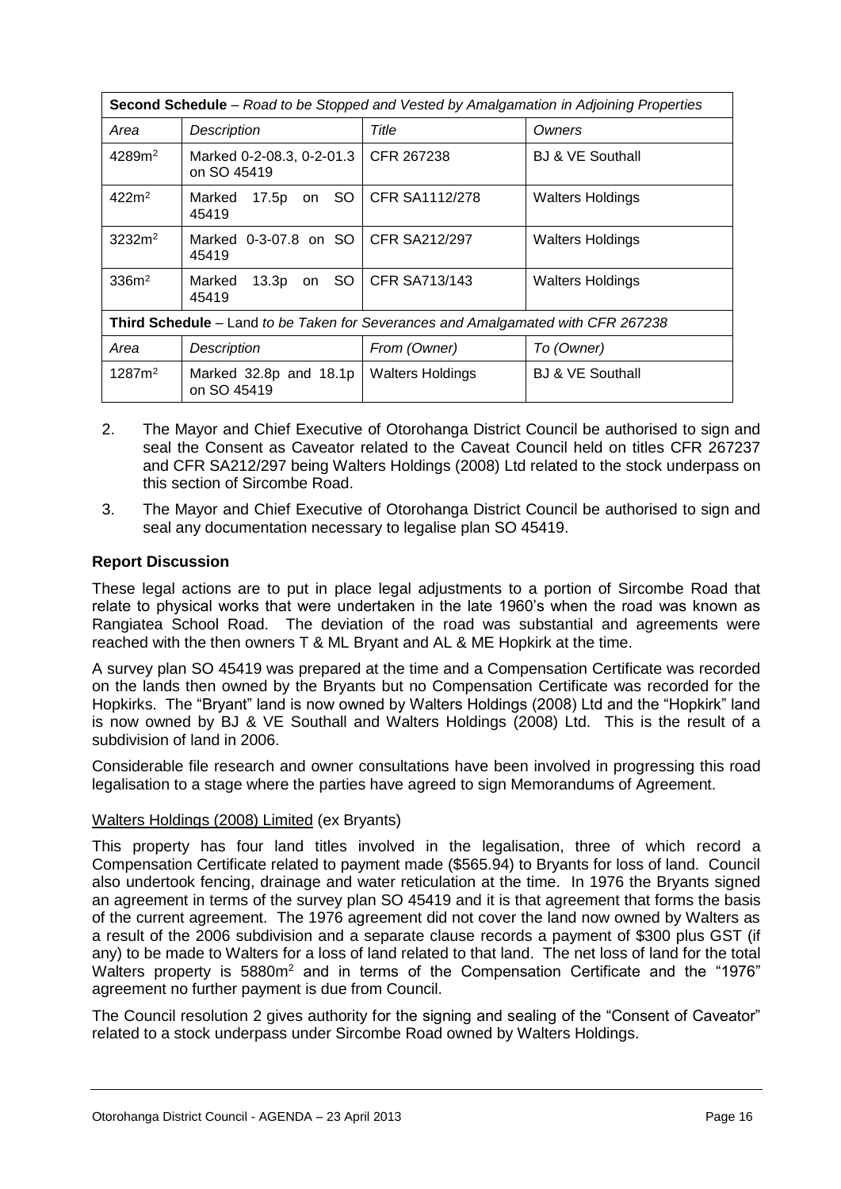| **Second Schedule** – *Road to be Stopped and Vested by Amalgamation in Adjoining Properties* | | | |
|---|---|---|---|
| *Area* | *Description* | *Title* | *Owners* |
| 4289m$^2$ | Marked 0-2-08.3, 0-2-01.3 on SO 45419 | CFR 267238 | BJ & VE Southall |
| 422m$^2$ | Marked 17.5p on SO 45419 | CFR SA1112/278 | Walters Holdings |
| 3232m$^2$ | Marked 0-3-07.8 on SO 45419 | CFR SA212/297 | Walters Holdings |
| 336m$^2$ | Marked 13.3p on SO 45419 | CFR SA713/143 | Walters Holdings |
| **Third Schedule** – Land *to be Taken for Severances and Amalgamated with CFR 267238* | | | |
| *Area* | *Description* | *From (Owner)* | *To (Owner)* |
| 1287m$^2$ | Marked 32.8p and 18.1p on SO 45419 | Walters Holdings | BJ & VE Southall |

2. The Mayor and Chief Executive of Otorohanga District Council be authorised to sign and seal the Consent as Caveator related to the Caveat Council held on titles CFR 267237 and CFR SA212/297 being Walters Holdings (2008) Ltd related to the stock underpass on this section of Sircombe Road.

3. The Mayor and Chief Executive of Otorohanga District Council be authorised to sign and seal any documentation necessary to legalise plan SO 45419.

### Report Discussion

These legal actions are to put in place legal adjustments to a portion of Sircombe Road that relate to physical works that were undertaken in the late 1960's when the road was known as Rangiatea School Road. The deviation of the road was substantial and agreements were reached with the then owners T & ML Bryant and AL & ME Hopkirk at the time.

A survey plan SO 45419 was prepared at the time and a Compensation Certificate was recorded on the lands then owned by the Bryants but no Compensation Certificate was recorded for the Hopkirks. The "Bryant" land is now owned by Walters Holdings (2008) Ltd and the "Hopkirk" land is now owned by BJ & VE Southall and Walters Holdings (2008) Ltd. This is the result of a subdivision of land in 2006.

Considerable file research and owner consultations have been involved in progressing this road legalisation to a stage where the parties have agreed to sign Memorandums of Agreement.

Walters Holdings (2008) Limited (ex Bryants)

This property has four land titles involved in the legalisation, three of which record a Compensation Certificate related to payment made ($565.94) to Bryants for loss of land. Council also undertook fencing, drainage and water reticulation at the time. In 1976 the Bryants signed an agreement in terms of the survey plan SO 45419 and it is that agreement that forms the basis of the current agreement. The 1976 agreement did not cover the land now owned by Walters as a result of the 2006 subdivision and a separate clause records a payment of $300 plus GST (if any) to be made to Walters for a loss of land related to that land. The net loss of land for the total Walters property is 5880m$^2$ and in terms of the Compensation Certificate and the "1976" agreement no further payment is due from Council.

The Council resolution 2 gives authority for the signing and sealing of the "Consent of Caveator" related to a stock underpass under Sircombe Road owned by Walters Holdings.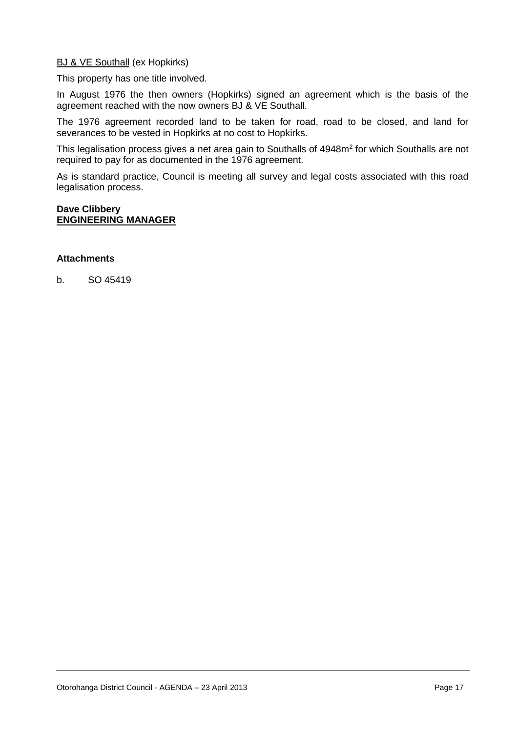<u>BJ & VE Southall</u> (ex Hopkirks)

This property has one title involved.

In August 1976 the then owners (Hopkirks) signed an agreement which is the basis of the agreement reached with the now owners BJ & VE Southall.

The 1976 agreement recorded land to be taken for road, road to be closed, and land for severances to be vested in Hopkirks at no cost to Hopkirks.

This legalisation process gives a net area gain to Southalls of 4948m$^2$ for which Southalls are not required to pay for as documented in the 1976 agreement.

As is standard practice, Council is meeting all survey and legal costs associated with this road legalisation process.

**Dave Clibbery**
**<u>ENGINEERING MANAGER</u>**

**Attachments**

b. SO 45419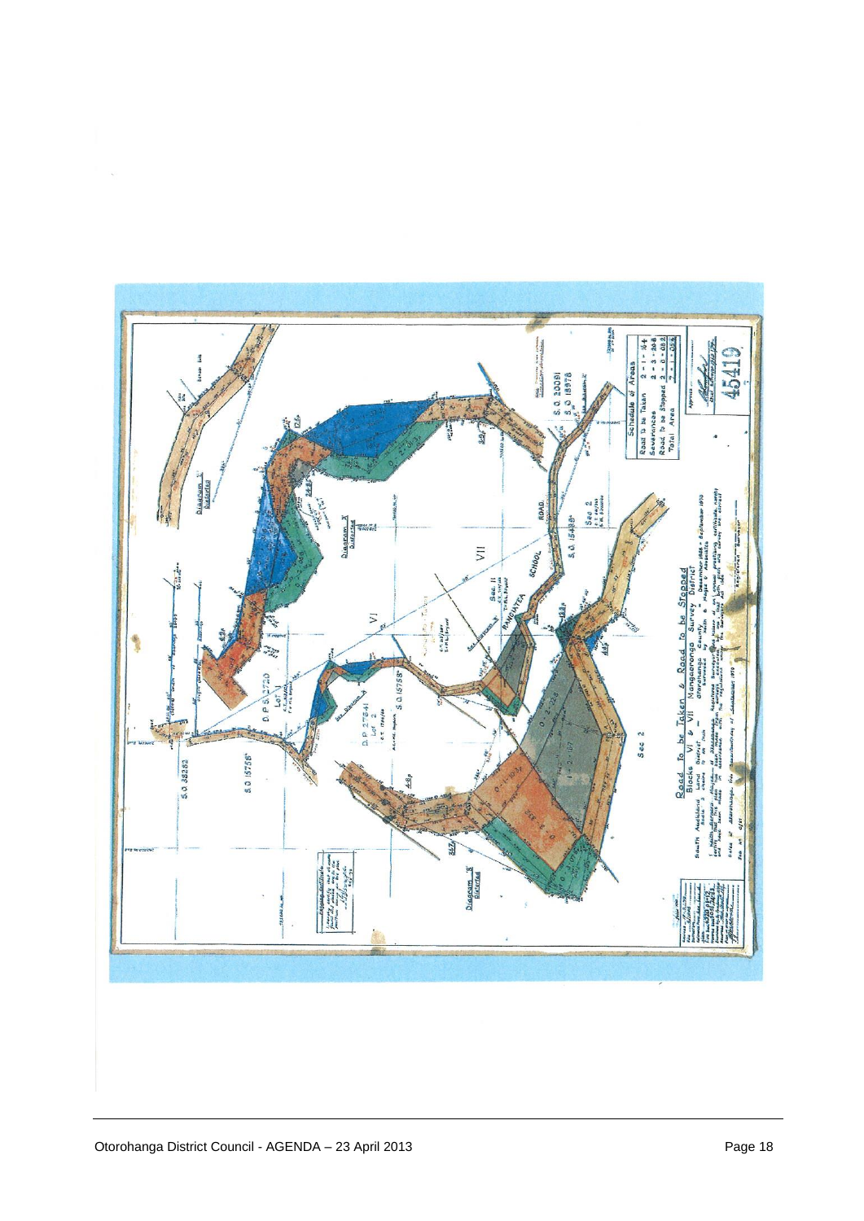Road to be Taken & Road to be Stopped

Blocks VI & VII Mangaorongo Survey District

South Auckland Land District — County Otorohanga

| Schedule of Areas | |
|---|---|
| Road to be Taken | 2 - 1 - 14 |
| Severances | 2 - 3 - 20·8 |
| Road to be Stopped | 3 - 0 - 08·2 |
| Total Area | |

45419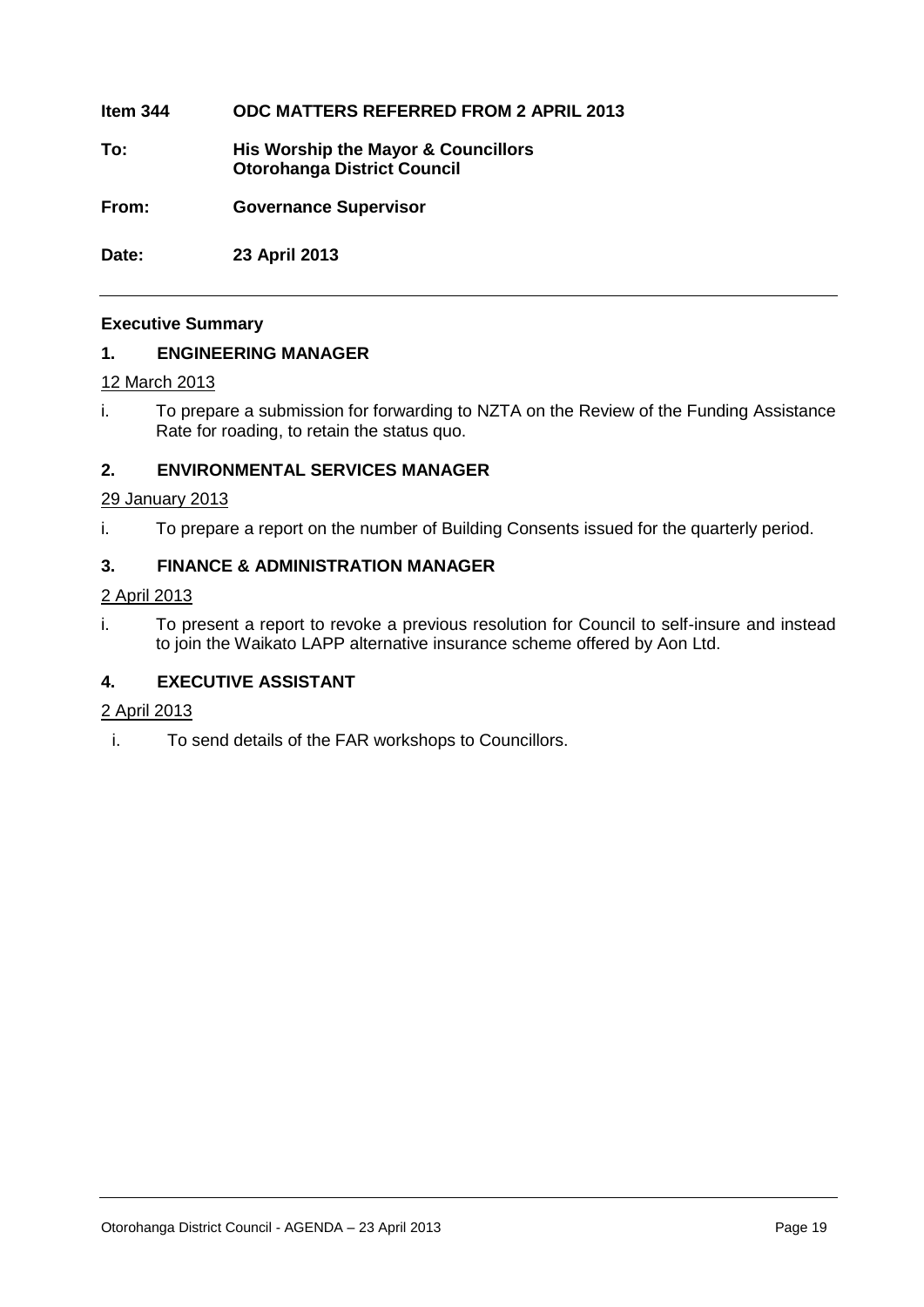**Item 344 ODC MATTERS REFERRED FROM 2 APRIL 2013**

**To: His Worship the Mayor & Councillors**
**Otorohanga District Council**

**From: Governance Supervisor**

**Date: 23 April 2013**

---

**Executive Summary**

## 1. ENGINEERING MANAGER

<u>12 March 2013</u>

i. To prepare a submission for forwarding to NZTA on the Review of the Funding Assistance Rate for roading, to retain the status quo.

## 2. ENVIRONMENTAL SERVICES MANAGER

<u>29 January 2013</u>

i. To prepare a report on the number of Building Consents issued for the quarterly period.

## 3. FINANCE & ADMINISTRATION MANAGER

<u>2 April 2013</u>

i. To present a report to revoke a previous resolution for Council to self-insure and instead to join the Waikato LAPP alternative insurance scheme offered by Aon Ltd.

## 4. EXECUTIVE ASSISTANT

<u>2 April 2013</u>

i. To send details of the FAR workshops to Councillors.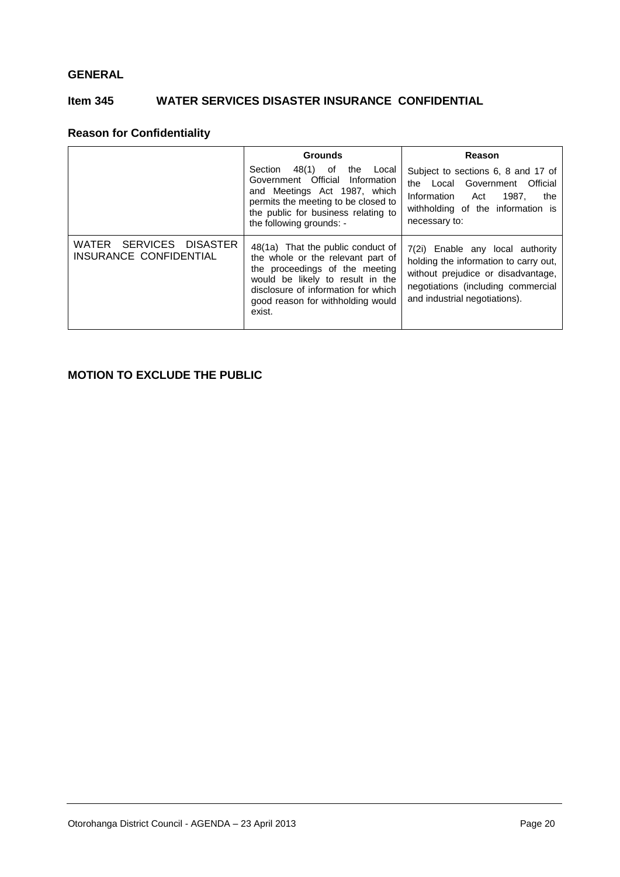**GENERAL**

## Item 345 WATER SERVICES DISASTER INSURANCE CONFIDENTIAL

### Reason for Confidentiality

| | **Grounds**<br>Section 48(1) of the Local Government Official Information and Meetings Act 1987, which permits the meeting to be closed to the public for business relating to the following grounds: - | **Reason**<br>Subject to sections 6, 8 and 17 of the Local Government Official Information Act 1987, the withholding of the information is necessary to: |
|---|---|---|
| WATER SERVICES DISASTER INSURANCE CONFIDENTIAL | 48(1a) That the public conduct of the whole or the relevant part of the proceedings of the meeting would be likely to result in the disclosure of information for which good reason for withholding would exist. | 7(2i) Enable any local authority holding the information to carry out, without prejudice or disadvantage, negotiations (including commercial and industrial negotiations). |

**MOTION TO EXCLUDE THE PUBLIC**